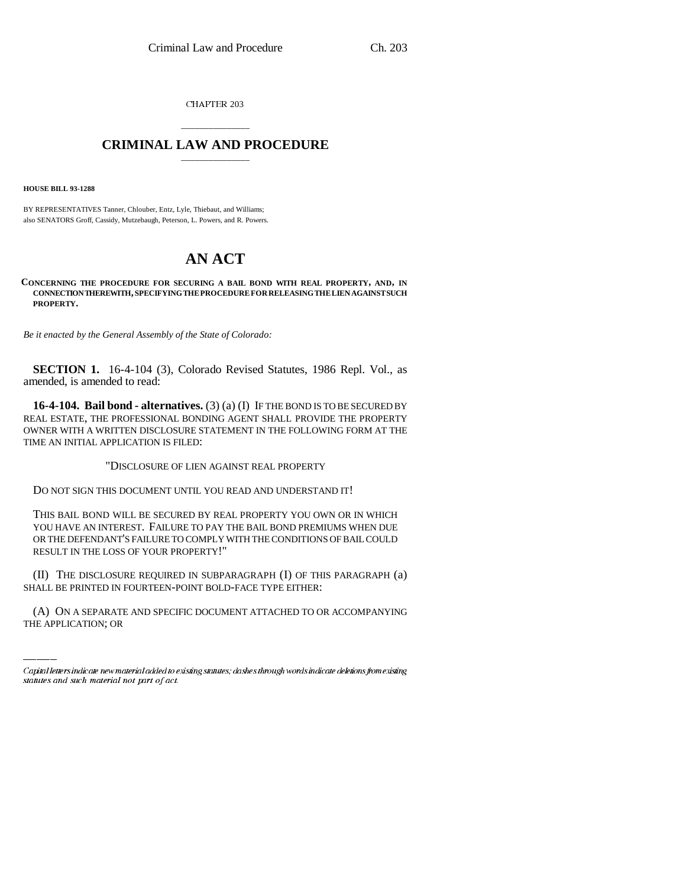CHAPTER 203

# CRIMINAL LAW AND PROCEDURE

**HOUSE BILL 93-1288**

BY REPRESENTATIVES Tanner, Chlouber, Entz, Lyle, Thiebaut, and Williams;
also SENATORS Groff, Cassidy, Mutzebaugh, Peterson, L. Powers, and R. Powers.

# AN ACT

**CONCERNING THE PROCEDURE FOR SECURING A BAIL BOND WITH REAL PROPERTY, AND, IN CONNECTION THEREWITH, SPECIFYING THE PROCEDURE FOR RELEASING THE LIEN AGAINST SUCH PROPERTY.**

*Be it enacted by the General Assembly of the State of Colorado:*

**SECTION 1.** 16-4-104 (3), Colorado Revised Statutes, 1986 Repl. Vol., as amended, is amended to read:

**16-4-104. Bail bond - alternatives.** (3) (a) (I) IF THE BOND IS TO BE SECURED BY REAL ESTATE, THE PROFESSIONAL BONDING AGENT SHALL PROVIDE THE PROPERTY OWNER WITH A WRITTEN DISCLOSURE STATEMENT IN THE FOLLOWING FORM AT THE TIME AN INITIAL APPLICATION IS FILED:

"DISCLOSURE OF LIEN AGAINST REAL PROPERTY

DO NOT SIGN THIS DOCUMENT UNTIL YOU READ AND UNDERSTAND IT!

THIS BAIL BOND WILL BE SECURED BY REAL PROPERTY YOU OWN OR IN WHICH YOU HAVE AN INTEREST. FAILURE TO PAY THE BAIL BOND PREMIUMS WHEN DUE OR THE DEFENDANT'S FAILURE TO COMPLY WITH THE CONDITIONS OF BAIL COULD RESULT IN THE LOSS OF YOUR PROPERTY!"

(II) THE DISCLOSURE REQUIRED IN SUBPARAGRAPH (I) OF THIS PARAGRAPH (a) SHALL BE PRINTED IN FOURTEEN-POINT BOLD-FACE TYPE EITHER:

(A) ON A SEPARATE AND SPECIFIC DOCUMENT ATTACHED TO OR ACCOMPANYING THE APPLICATION; OR

*Capital letters indicate new material added to existing statutes; dashes through words indicate deletions from existing statutes and such material not part of act.*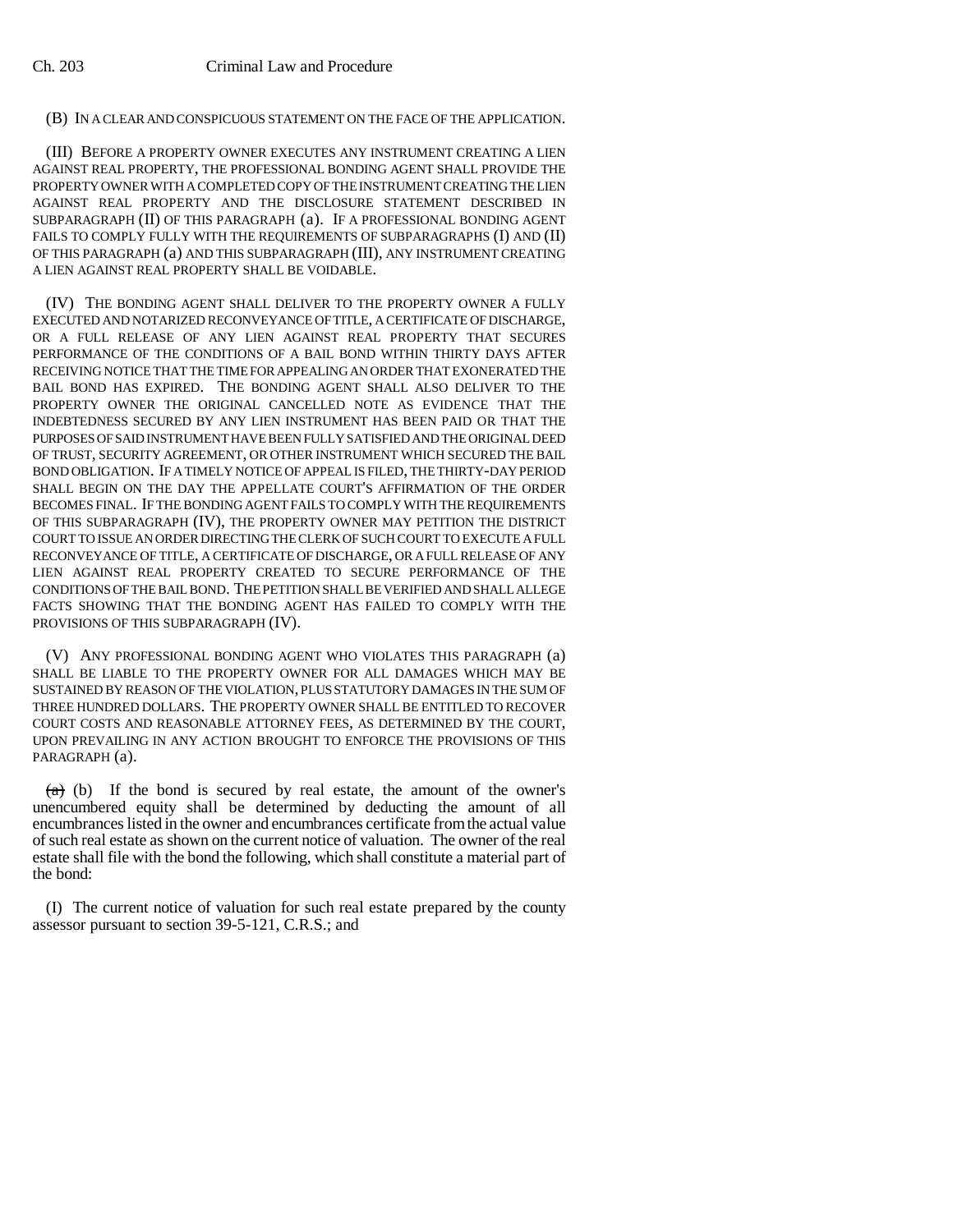(B) IN A CLEAR AND CONSPICUOUS STATEMENT ON THE FACE OF THE APPLICATION.

(III) BEFORE A PROPERTY OWNER EXECUTES ANY INSTRUMENT CREATING A LIEN AGAINST REAL PROPERTY, THE PROFESSIONAL BONDING AGENT SHALL PROVIDE THE PROPERTY OWNER WITH A COMPLETED COPY OF THE INSTRUMENT CREATING THE LIEN AGAINST REAL PROPERTY AND THE DISCLOSURE STATEMENT DESCRIBED IN SUBPARAGRAPH (II) OF THIS PARAGRAPH (a). IF A PROFESSIONAL BONDING AGENT FAILS TO COMPLY FULLY WITH THE REQUIREMENTS OF SUBPARAGRAPHS (I) AND (II) OF THIS PARAGRAPH (a) AND THIS SUBPARAGRAPH (III), ANY INSTRUMENT CREATING A LIEN AGAINST REAL PROPERTY SHALL BE VOIDABLE.

(IV) THE BONDING AGENT SHALL DELIVER TO THE PROPERTY OWNER A FULLY EXECUTED AND NOTARIZED RECONVEYANCE OF TITLE, A CERTIFICATE OF DISCHARGE, OR A FULL RELEASE OF ANY LIEN AGAINST REAL PROPERTY THAT SECURES PERFORMANCE OF THE CONDITIONS OF A BAIL BOND WITHIN THIRTY DAYS AFTER RECEIVING NOTICE THAT THE TIME FOR APPEALING AN ORDER THAT EXONERATED THE BAIL BOND HAS EXPIRED. THE BONDING AGENT SHALL ALSO DELIVER TO THE PROPERTY OWNER THE ORIGINAL CANCELLED NOTE AS EVIDENCE THAT THE INDEBTEDNESS SECURED BY ANY LIEN INSTRUMENT HAS BEEN PAID OR THAT THE PURPOSES OF SAID INSTRUMENT HAVE BEEN FULLY SATISFIED AND THE ORIGINAL DEED OF TRUST, SECURITY AGREEMENT, OR OTHER INSTRUMENT WHICH SECURED THE BAIL BOND OBLIGATION. IF A TIMELY NOTICE OF APPEAL IS FILED, THE THIRTY-DAY PERIOD SHALL BEGIN ON THE DAY THE APPELLATE COURT'S AFFIRMATION OF THE ORDER BECOMES FINAL. IF THE BONDING AGENT FAILS TO COMPLY WITH THE REQUIREMENTS OF THIS SUBPARAGRAPH (IV), THE PROPERTY OWNER MAY PETITION THE DISTRICT COURT TO ISSUE AN ORDER DIRECTING THE CLERK OF SUCH COURT TO EXECUTE A FULL RECONVEYANCE OF TITLE, A CERTIFICATE OF DISCHARGE, OR A FULL RELEASE OF ANY LIEN AGAINST REAL PROPERTY CREATED TO SECURE PERFORMANCE OF THE CONDITIONS OF THE BAIL BOND. THE PETITION SHALL BE VERIFIED AND SHALL ALLEGE FACTS SHOWING THAT THE BONDING AGENT HAS FAILED TO COMPLY WITH THE PROVISIONS OF THIS SUBPARAGRAPH (IV).

(V) ANY PROFESSIONAL BONDING AGENT WHO VIOLATES THIS PARAGRAPH (a) SHALL BE LIABLE TO THE PROPERTY OWNER FOR ALL DAMAGES WHICH MAY BE SUSTAINED BY REASON OF THE VIOLATION, PLUS STATUTORY DAMAGES IN THE SUM OF THREE HUNDRED DOLLARS. THE PROPERTY OWNER SHALL BE ENTITLED TO RECOVER COURT COSTS AND REASONABLE ATTORNEY FEES, AS DETERMINED BY THE COURT, UPON PREVAILING IN ANY ACTION BROUGHT TO ENFORCE THE PROVISIONS OF THIS PARAGRAPH (a).

~~(a)~~ (b) If the bond is secured by real estate, the amount of the owner's unencumbered equity shall be determined by deducting the amount of all encumbrances listed in the owner and encumbrances certificate from the actual value of such real estate as shown on the current notice of valuation. The owner of the real estate shall file with the bond the following, which shall constitute a material part of the bond:

(I) The current notice of valuation for such real estate prepared by the county assessor pursuant to section 39-5-121, C.R.S.; and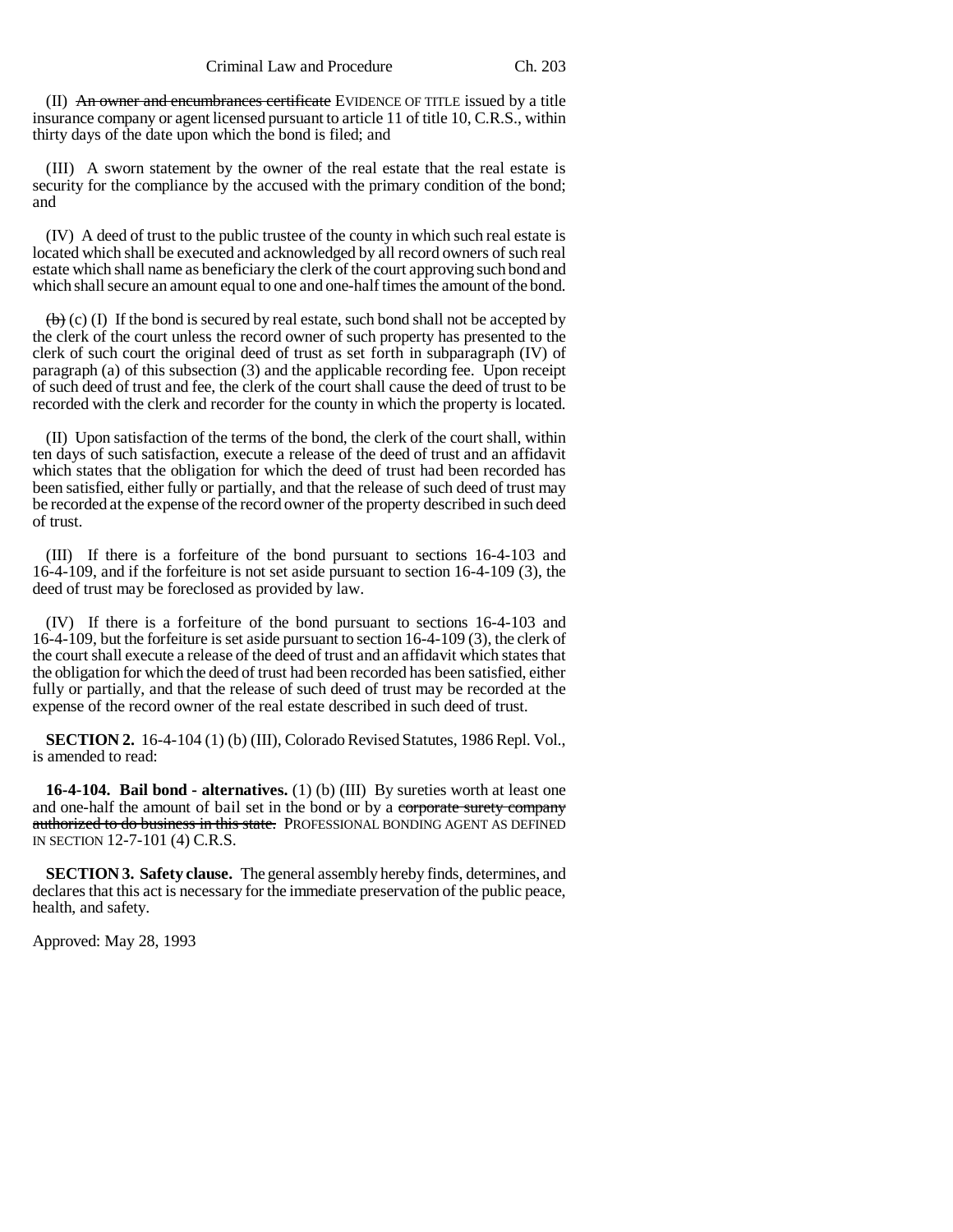(II) ~~An owner and encumbrances certificate~~ EVIDENCE OF TITLE issued by a title insurance company or agent licensed pursuant to article 11 of title 10, C.R.S., within thirty days of the date upon which the bond is filed; and

(III) A sworn statement by the owner of the real estate that the real estate is security for the compliance by the accused with the primary condition of the bond; and

(IV) A deed of trust to the public trustee of the county in which such real estate is located which shall be executed and acknowledged by all record owners of such real estate which shall name as beneficiary the clerk of the court approving such bond and which shall secure an amount equal to one and one-half times the amount of the bond.

~~(b)~~ (c) (I) If the bond is secured by real estate, such bond shall not be accepted by the clerk of the court unless the record owner of such property has presented to the clerk of such court the original deed of trust as set forth in subparagraph (IV) of paragraph (a) of this subsection (3) and the applicable recording fee. Upon receipt of such deed of trust and fee, the clerk of the court shall cause the deed of trust to be recorded with the clerk and recorder for the county in which the property is located.

(II) Upon satisfaction of the terms of the bond, the clerk of the court shall, within ten days of such satisfaction, execute a release of the deed of trust and an affidavit which states that the obligation for which the deed of trust had been recorded has been satisfied, either fully or partially, and that the release of such deed of trust may be recorded at the expense of the record owner of the property described in such deed of trust.

(III) If there is a forfeiture of the bond pursuant to sections 16-4-103 and 16-4-109, and if the forfeiture is not set aside pursuant to section 16-4-109 (3), the deed of trust may be foreclosed as provided by law.

(IV) If there is a forfeiture of the bond pursuant to sections 16-4-103 and 16-4-109, but the forfeiture is set aside pursuant to section 16-4-109 (3), the clerk of the court shall execute a release of the deed of trust and an affidavit which states that the obligation for which the deed of trust had been recorded has been satisfied, either fully or partially, and that the release of such deed of trust may be recorded at the expense of the record owner of the real estate described in such deed of trust.

**SECTION 2.** 16-4-104 (1) (b) (III), Colorado Revised Statutes, 1986 Repl. Vol., is amended to read:

**16-4-104. Bail bond - alternatives.** (1) (b) (III) By sureties worth at least one and one-half the amount of bail set in the bond or by a ~~corporate surety company authorized to do business in this state.~~ PROFESSIONAL BONDING AGENT AS DEFINED IN SECTION 12-7-101 (4) C.R.S.

**SECTION 3. Safety clause.** The general assembly hereby finds, determines, and declares that this act is necessary for the immediate preservation of the public peace, health, and safety.

Approved: May 28, 1993